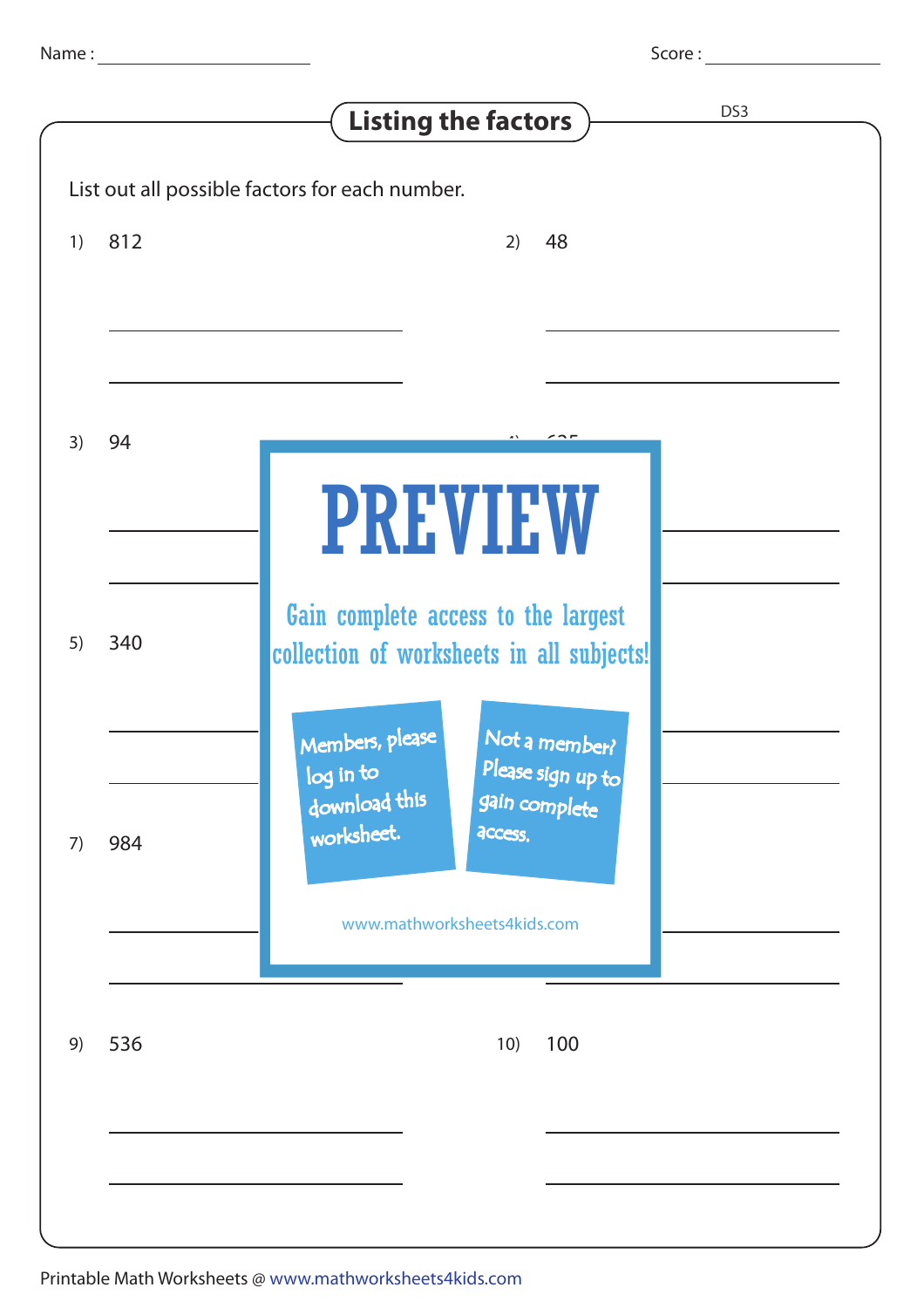Name : ______________________ Score : ______________________

## Listing the factors

DS3

List out all possible factors for each number.

1) 812

2) 48

3) 94

4) 625

5) 340

7) 984

9) 536

10) 100

PREVIEW

Gain complete access to the largest collection of worksheets in all subjects!

Members, please log in to download this worksheet.

Not a member? Please sign up to gain complete access.

www.mathworksheets4kids.com

Printable Math Worksheets @ www.mathworksheets4kids.com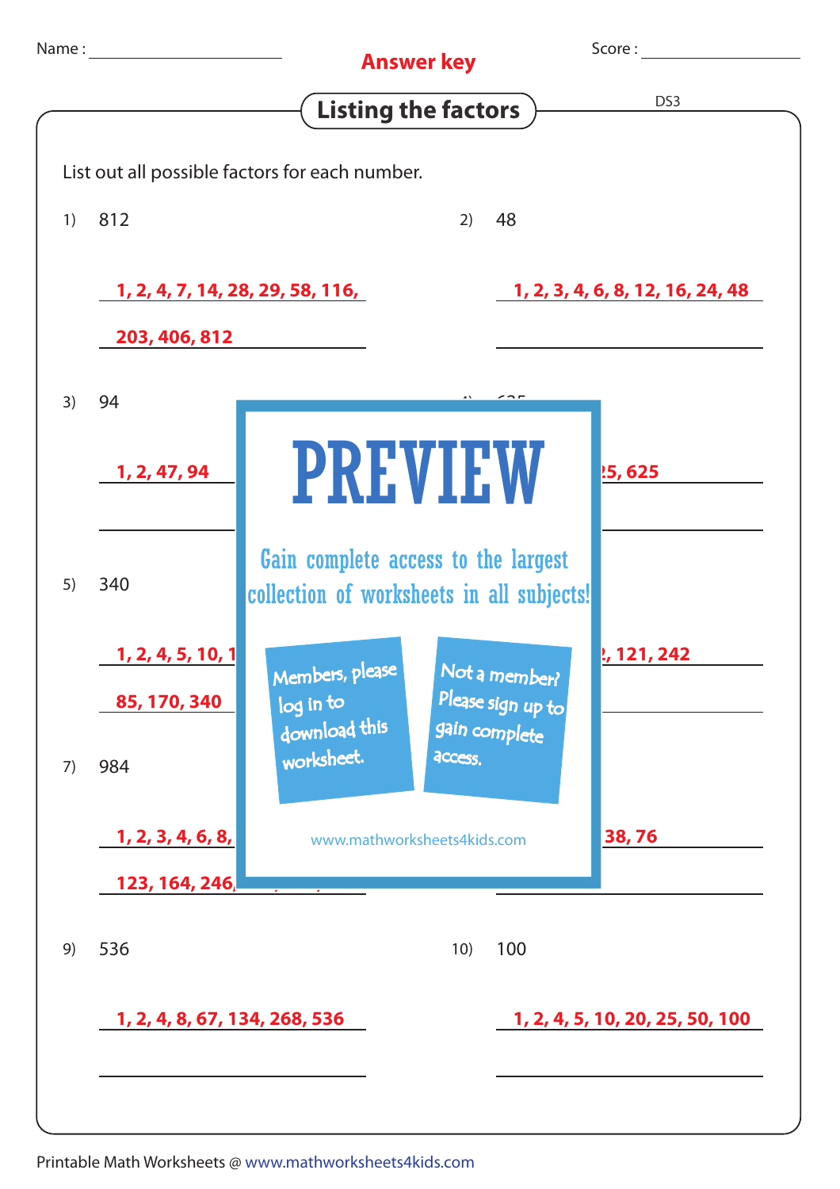Name : ____________________ **Answer key** Score : ____________

# Listing the factors

DS3

List out all possible factors for each number.

1) 812

**1, 2, 4, 7, 14, 28, 29, 58, 116, 203, 406, 812**

2) 48

**1, 2, 3, 4, 6, 8, 12, 16, 24, 48**

3) 94

**1, 2, 47, 94**

4) 625

**25, 625**

5) 340

**1, 2, 4, 5, 10, 1 85, 170, 340**

6)

**2, 121, 242**

7) 984

**1, 2, 3, 4, 6, 8, 123, 164, 246,**

8)

**38, 76**

9) 536

**1, 2, 4, 8, 67, 134, 268, 536**

10) 100

**1, 2, 4, 5, 10, 20, 25, 50, 100**

PREVIEW

Gain complete access to the largest collection of worksheets in all subjects!

Members, please log in to download this worksheet.

Not a member? Please sign up to gain complete access.

www.mathworksheets4kids.com

Printable Math Worksheets @ www.mathworksheets4kids.com